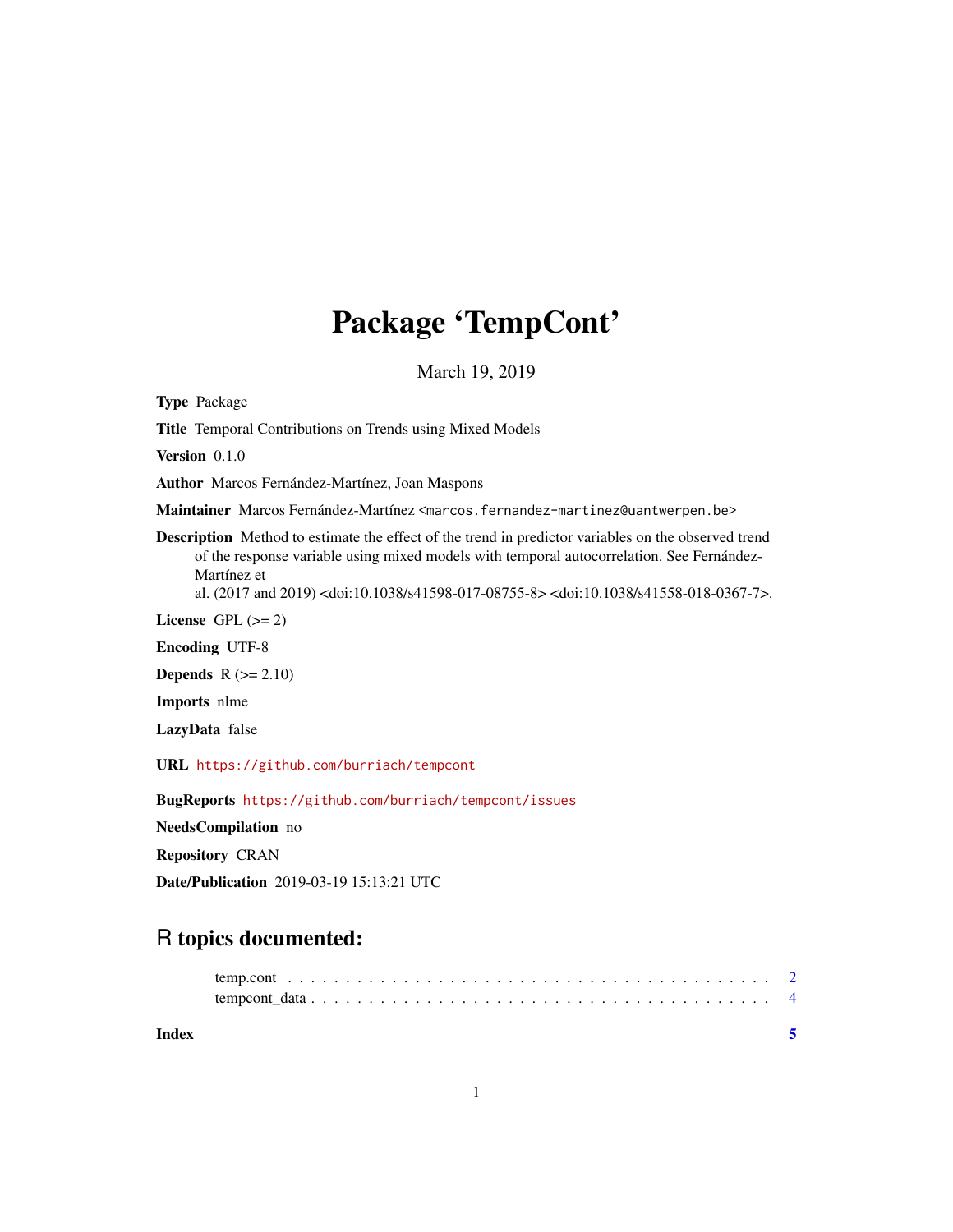# Package 'TempCont'

March 19, 2019

**Type** Package

**Title** Temporal Contributions on Trends using Mixed Models

**Version** 0.1.0

**Author** Marcos Fernández-Martínez, Joan Maspons

**Maintainer** Marcos Fernández-Martínez <marcos.fernandez-martinez@uantwerpen.be>

**Description** Method to estimate the effect of the trend in predictor variables on the observed trend of the response variable using mixed models with temporal autocorrelation. See Fernández-Martínez et al. (2017 and 2019) <doi:10.1038/s41598-017-08755-8> <doi:10.1038/s41558-018-0367-7>.

**License** GPL (>= 2)

**Encoding** UTF-8

**Depends** R (>= 2.10)

**Imports** nlme

**LazyData** false

**URL** https://github.com/burriach/tempcont

**BugReports** https://github.com/burriach/tempcont/issues

**NeedsCompilation** no

**Repository** CRAN

**Date/Publication** 2019-03-19 15:13:21 UTC

## R topics documented:

temp.cont . . . . . . . . . . . . . . . . . . . . . . . . . . . . . . . . . . . . . . . . 2
tempcont_data . . . . . . . . . . . . . . . . . . . . . . . . . . . . . . . . . . . . . . 4

**Index** **5**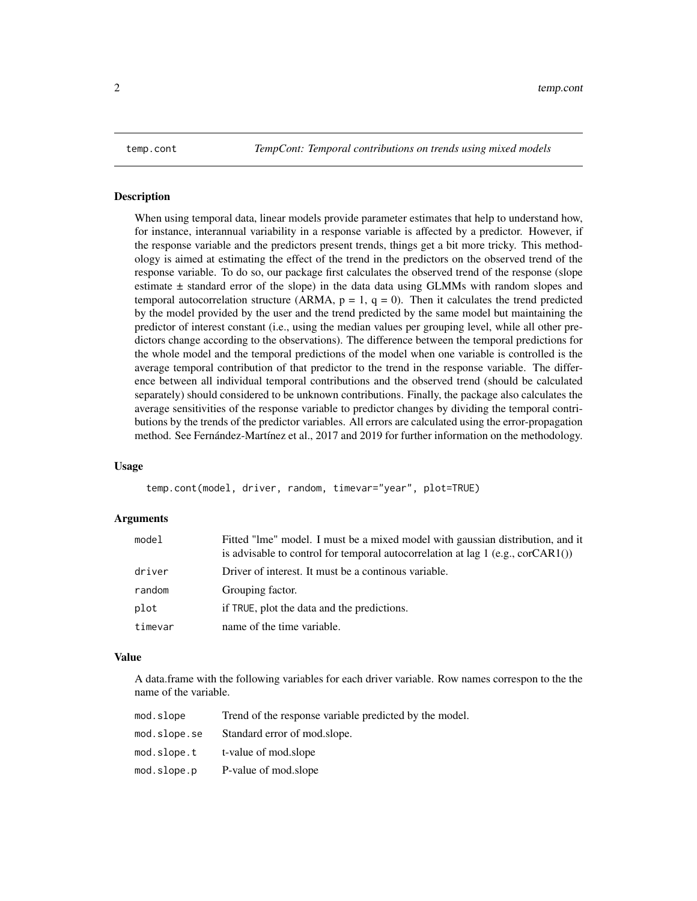# temp.cont — *TempCont: Temporal contributions on trends using mixed models*

## Description

When using temporal data, linear models provide parameter estimates that help to understand how, for instance, interannual variability in a response variable is affected by a predictor. However, if the response variable and the predictors present trends, things get a bit more tricky. This methodology is aimed at estimating the effect of the trend in the predictors on the observed trend of the response variable. To do so, our package first calculates the observed trend of the response (slope estimate ± standard error of the slope) in the data data using GLMMs with random slopes and temporal autocorrelation structure (ARMA, $p = 1$, $q = 0$). Then it calculates the trend predicted by the model provided by the user and the trend predicted by the same model but maintaining the predictor of interest constant (i.e., using the median values per grouping level, while all other predictors change according to the observations). The difference between the temporal predictions for the whole model and the temporal predictions of the model when one variable is controlled is the average temporal contribution of that predictor to the trend in the response variable. The difference between all individual temporal contributions and the observed trend (should be calculated separately) should considered to be unknown contributions. Finally, the package also calculates the average sensitivities of the response variable to predictor changes by dividing the temporal contributions by the trends of the predictor variables. All errors are calculated using the error-propagation method. See Fernández-Martínez et al., 2017 and 2019 for further information on the methodology.

## Usage

```
temp.cont(model, driver, random, timevar="year", plot=TRUE)
```

## Arguments

| | |
|---|---|
| `model` | Fitted "lme" model. I must be a mixed model with gaussian distribution, and it is advisable to control for temporal autocorrelation at lag 1 (e.g., corCAR1()) |
| `driver` | Driver of interest. It must be a continous variable. |
| `random` | Grouping factor. |
| `plot` | if `TRUE`, plot the data and the predictions. |
| `timevar` | name of the time variable. |

## Value

A data.frame with the following variables for each driver variable. Row names correspon to the the name of the variable.

| | |
|---|---|
| `mod.slope` | Trend of the response variable predicted by the model. |
| `mod.slope.se` | Standard error of mod.slope. |
| `mod.slope.t` | t-value of mod.slope |
| `mod.slope.p` | P-value of mod.slope |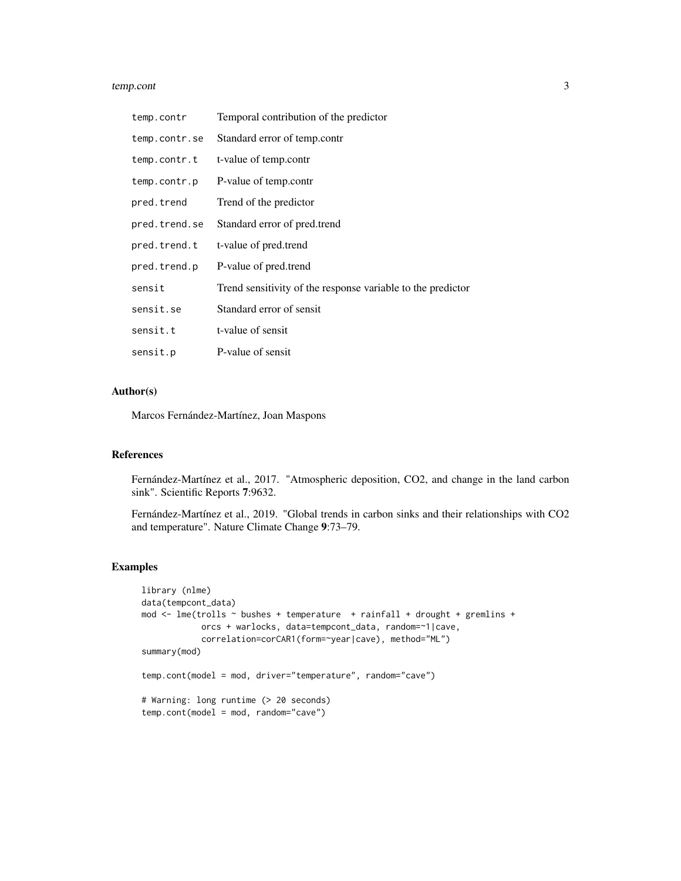| | |
|---|---|
| temp.contr | Temporal contribution of the predictor |
| temp.contr.se | Standard error of temp.contr |
| temp.contr.t | t-value of temp.contr |
| temp.contr.p | P-value of temp.contr |
| pred.trend | Trend of the predictor |
| pred.trend.se | Standard error of pred.trend |
| pred.trend.t | t-value of pred.trend |
| pred.trend.p | P-value of pred.trend |
| sensit | Trend sensitivity of the response variable to the predictor |
| sensit.se | Standard error of sensit |
| sensit.t | t-value of sensit |
| sensit.p | P-value of sensit |

## Author(s)

Marcos Fernández-Martínez, Joan Maspons

## References

Fernández-Martínez et al., 2017. "Atmospheric deposition, CO2, and change in the land carbon sink". Scientific Reports **7**:9632.

Fernández-Martínez et al., 2019. "Global trends in carbon sinks and their relationships with CO2 and temperature". Nature Climate Change **9**:73–79.

## Examples

```
library (nlme)
data(tempcont_data)
mod <- lme(trolls ~ bushes + temperature  + rainfall + drought + gremlins +
           orcs + warlocks, data=tempcont_data, random=~1|cave,
           correlation=corCAR1(form=~year|cave), method="ML")
summary(mod)

temp.cont(model = mod, driver="temperature", random="cave")

# Warning: long runtime (> 20 seconds)
temp.cont(model = mod, random="cave")
```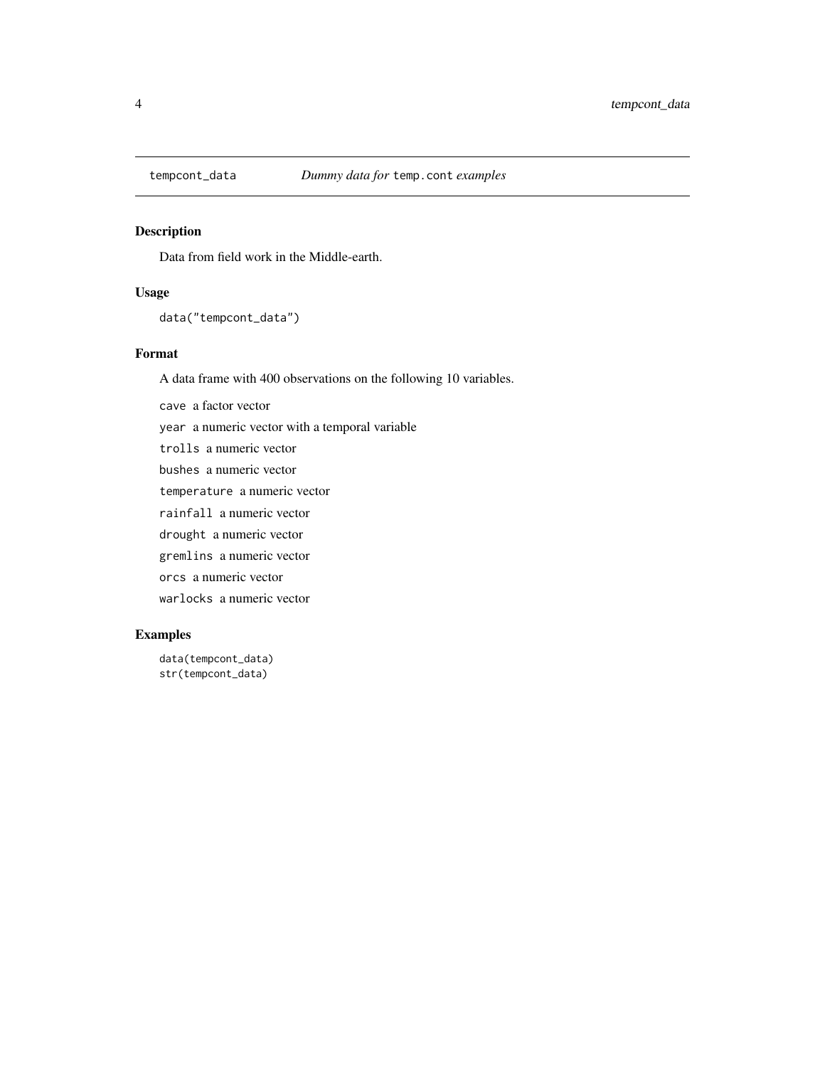# tempcont_data — *Dummy data for* `temp.cont` *examples*

## Description

Data from field work in the Middle-earth.

## Usage

```
data("tempcont_data")
```

## Format

A data frame with 400 observations on the following 10 variables.

- `cave` a factor vector
- `year` a numeric vector with a temporal variable
- `trolls` a numeric vector
- `bushes` a numeric vector
- `temperature` a numeric vector
- `rainfall` a numeric vector
- `drought` a numeric vector
- `gremlins` a numeric vector
- `orcs` a numeric vector
- `warlocks` a numeric vector

## Examples

```
data(tempcont_data)
str(tempcont_data)
```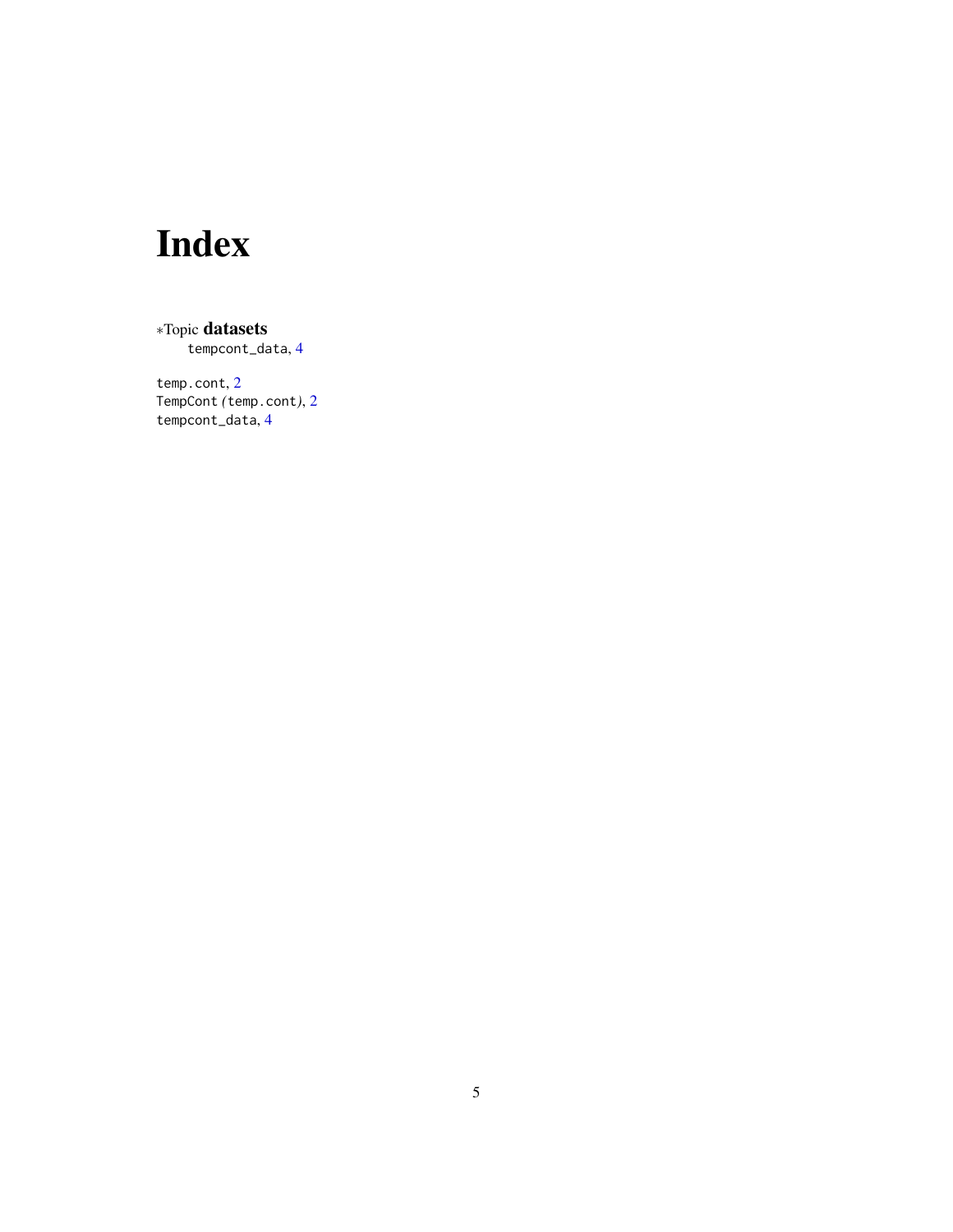# Index

*Topic **datasets**
    tempcont_data, 4

temp.cont, 2
TempCont (temp.cont), 2
tempcont_data, 4